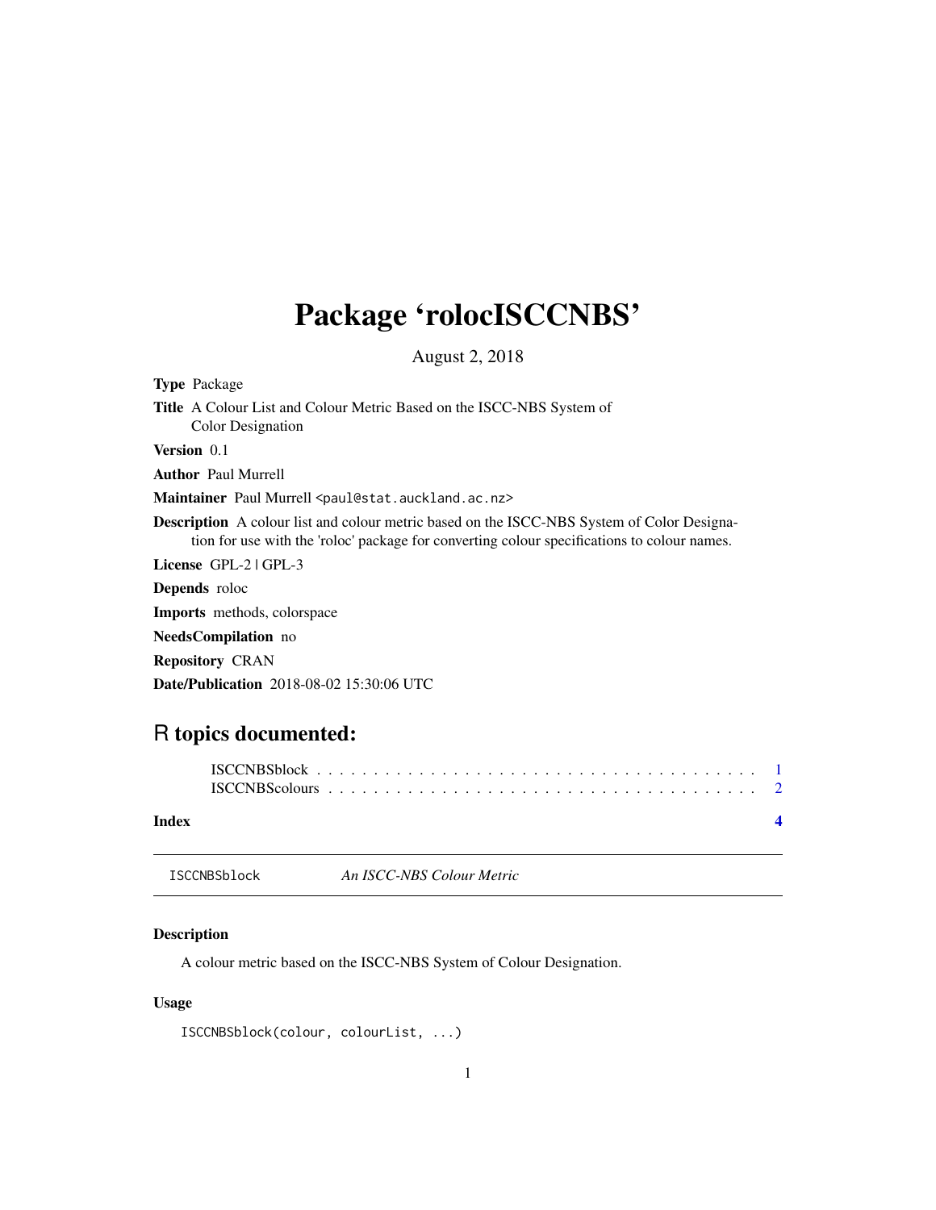# Package 'rocolISCCNBS'

August 2, 2018

**Type** Package

**Title** A Colour List and Colour Metric Based on the ISCC-NBS System of Color Designation

**Version** 0.1

**Author** Paul Murrell

**Maintainer** Paul Murrell <paul@stat.auckland.ac.nz>

**Description** A colour list and colour metric based on the ISCC-NBS System of Color Designation for use with the 'roloc' package for converting colour specifications to colour names.

**License** GPL-2 | GPL-3

**Depends** roloc

**Imports** methods, colorspace

**NeedsCompilation** no

**Repository** CRAN

**Date/Publication** 2018-08-02 15:30:06 UTC

## R topics documented:

ISCCNBSblock . . . . . . . . . . . . . . . . . . . . . . . . . . . . . . . . . . . . . . 1
ISCCNBScolours . . . . . . . . . . . . . . . . . . . . . . . . . . . . . . . . . . . . . 2

**Index** **4**

---

ISCCNBSblock *An ISCC-NBS Colour Metric*

---

### Description

A colour metric based on the ISCC-NBS System of Colour Designation.

### Usage

```
ISCCNBSblock(colour, colourList, ...)
```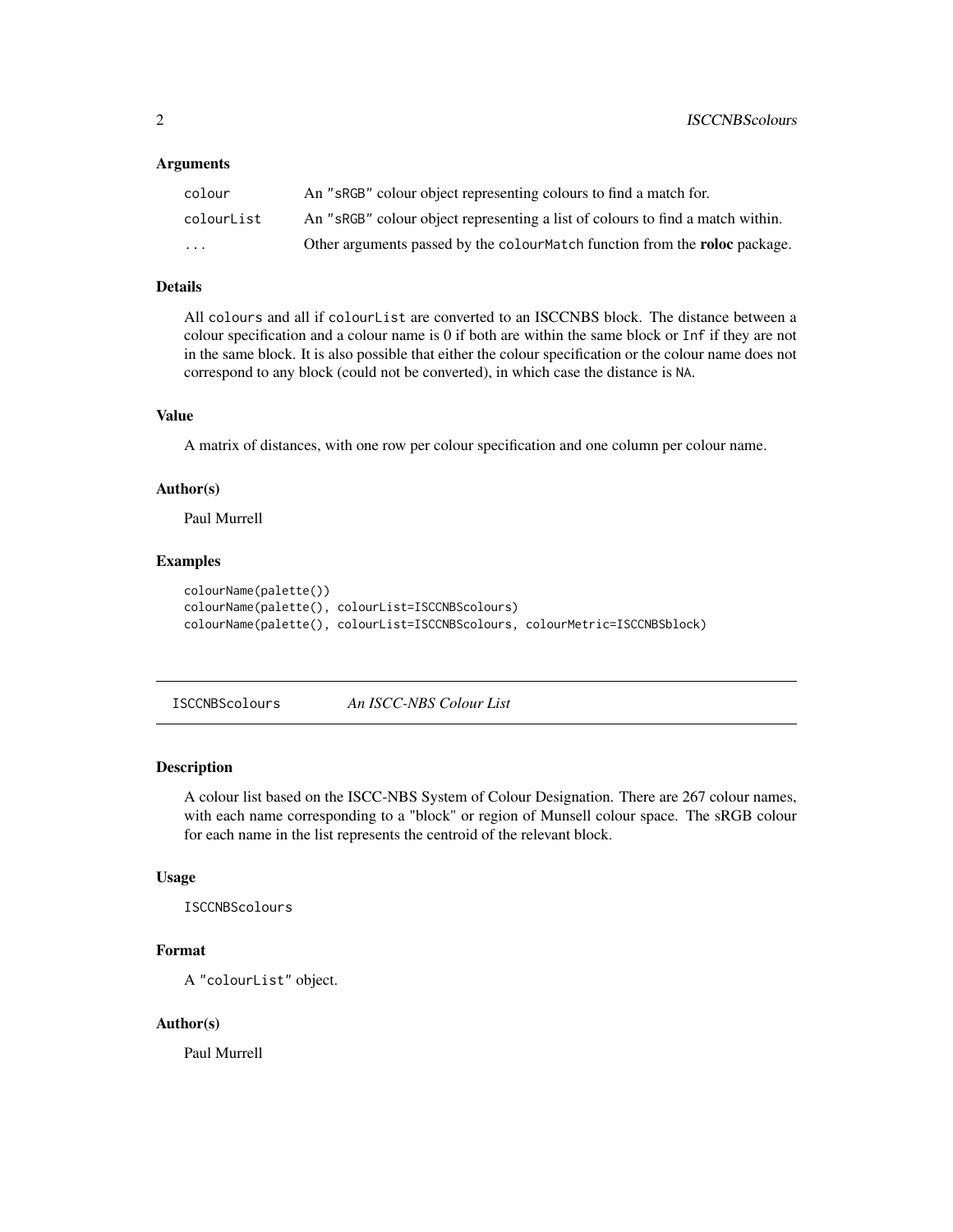### Arguments

| | |
|---|---|
| colour | An "sRGB" colour object representing colours to find a match for. |
| colourList | An "sRGB" colour object representing a list of colours to find a match within. |
| ... | Other arguments passed by the `colourMatch` function from the **roloc** package. |

### Details

All `colours` and all if `colourList` are converted to an ISCCNBS block. The distance between a colour specification and a colour name is 0 if both are within the same block or `Inf` if they are not in the same block. It is also possible that either the colour specification or the colour name does not correspond to any block (could not be converted), in which case the distance is `NA`.

### Value

A matrix of distances, with one row per colour specification and one column per colour name.

### Author(s)

Paul Murrell

### Examples

```
colourName(palette())
colourName(palette(), colourList=ISCCNBScolours)
colourName(palette(), colourList=ISCCNBScolours, colourMetric=ISCCNBSblock)
```

---

## ISCCNBScolours *An ISCC-NBS Colour List*

---

### Description

A colour list based on the ISCC-NBS System of Colour Designation. There are 267 colour names, with each name corresponding to a "block" or region of Munsell colour space. The sRGB colour for each name in the list represents the centroid of the relevant block.

### Usage

```
ISCCNBScolours
```

### Format

A "`colourList`" object.

### Author(s)

Paul Murrell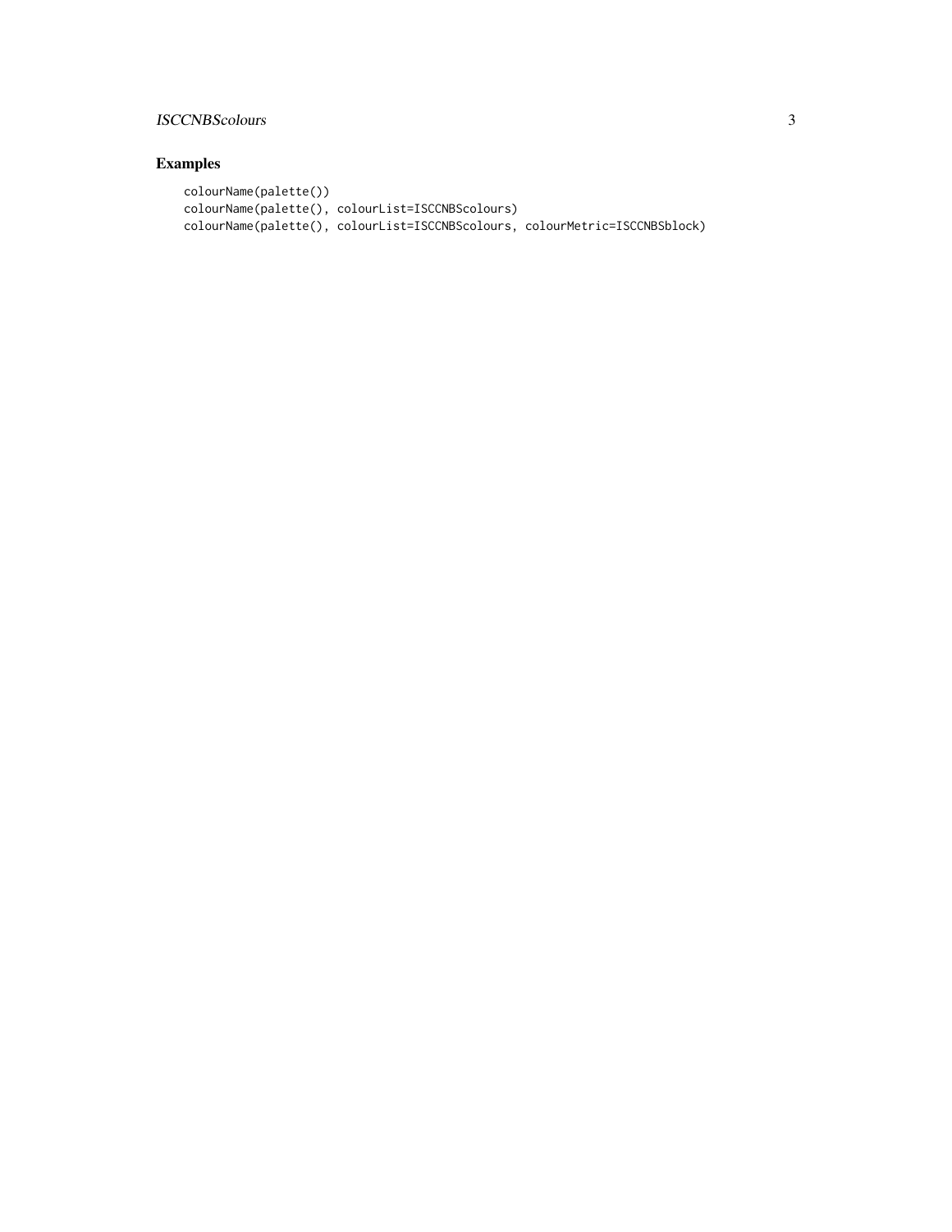## Examples

```
colourName(palette())
colourName(palette(), colourList=ISCCNBScolours)
colourName(palette(), colourList=ISCCNBScolours, colourMetric=ISCCNBSblock)
```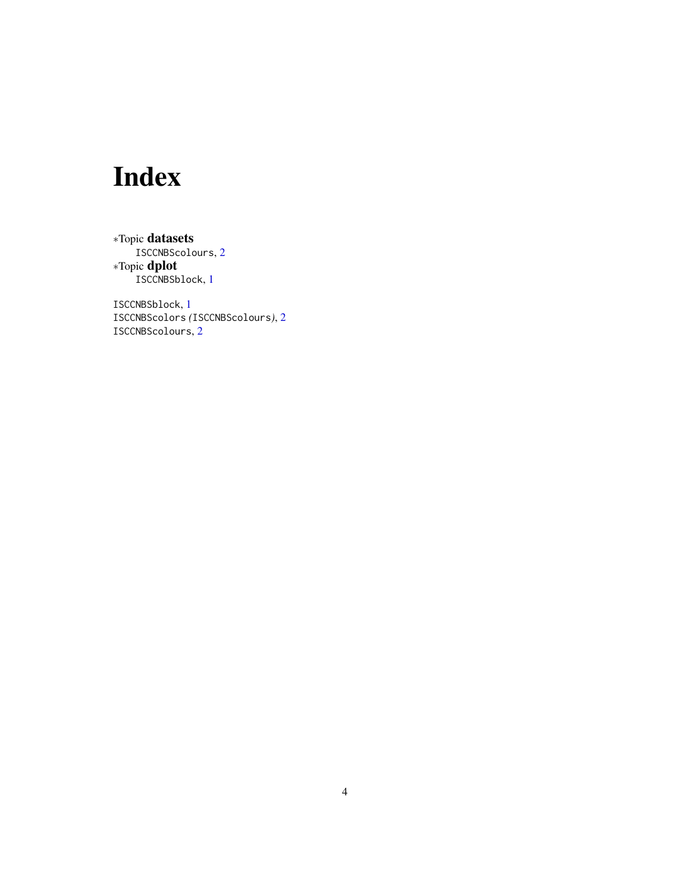# Index

∗Topic **datasets**
    ISCCNBScolours, 2
∗Topic **dplot**
    ISCCNBSblock, 1

ISCCNBSblock, 1
ISCCNBScolors *(*ISCCNBScolours*)*, 2
ISCCNBScolours, 2